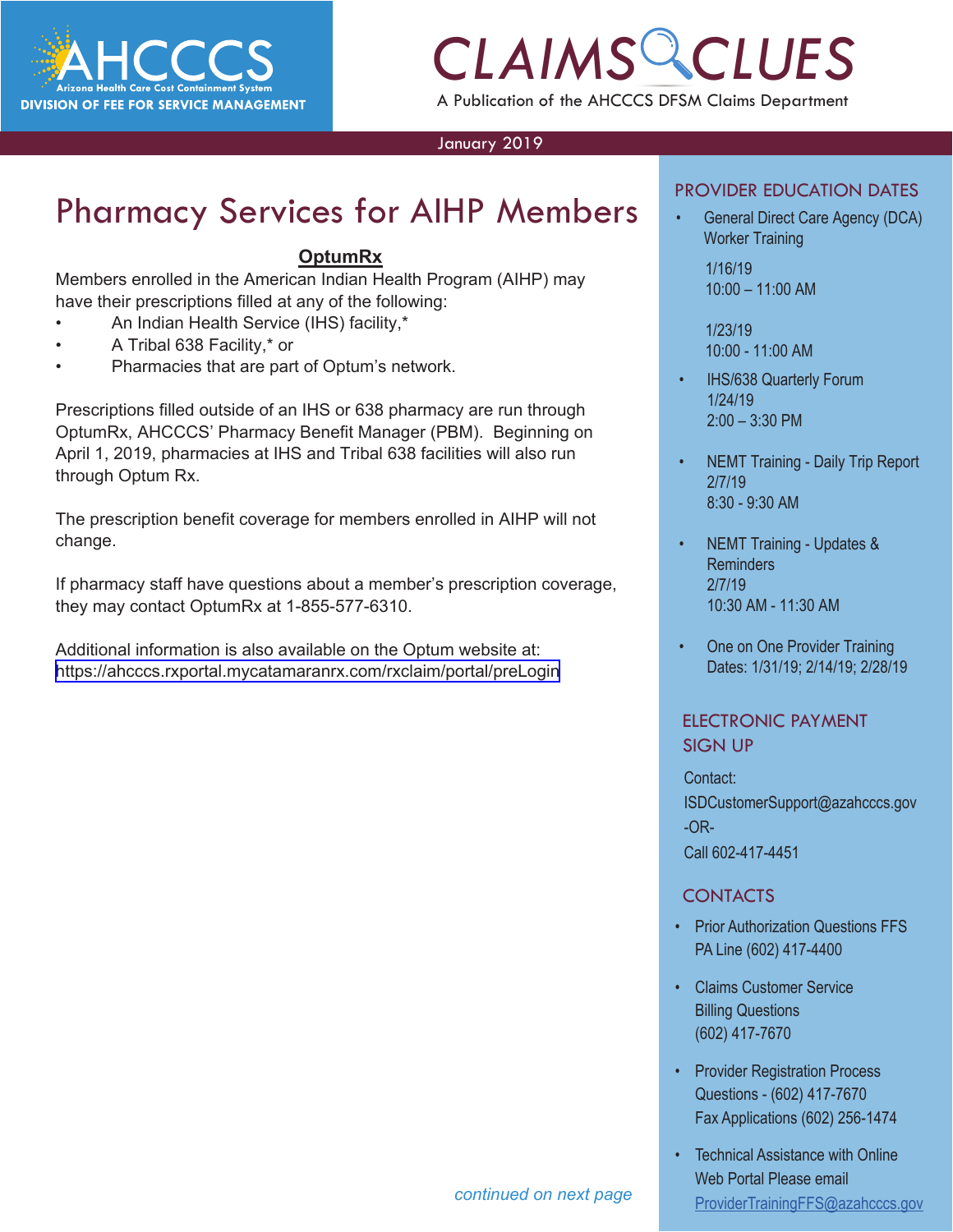AHCCCS
Arizona Health Care Cost Containment System
DIVISION OF FEE FOR SERVICE MANAGEMENT

# CLAIMS CLUES

A Publication of the AHCCCS DFSM Claims Department

January 2019

## Pharmacy Services for AIHP Members

**OptumRx**

Members enrolled in the American Indian Health Program (AIHP) may have their prescriptions filled at any of the following:

- An Indian Health Service (IHS) facility,*
- A Tribal 638 Facility,* or
- Pharmacies that are part of Optum's network.

Prescriptions filled outside of an IHS or 638 pharmacy are run through OptumRx, AHCCCS' Pharmacy Benefit Manager (PBM). Beginning on April 1, 2019, pharmacies at IHS and Tribal 638 facilities will also run through Optum Rx.

The prescription benefit coverage for members enrolled in AIHP will not change.

If pharmacy staff have questions about a member's prescription coverage, they may contact OptumRx at 1-855-577-6310.

Additional information is also available on the Optum website at: https://ahcccs.rxportal.mycatamaranrx.com/rxclaim/portal/preLogin

*continued on next page*

### PROVIDER EDUCATION DATES

- General Direct Care Agency (DCA) Worker Training

  1/16/19
  10:00 – 11:00 AM

  1/23/19
  10:00 - 11:00 AM

- IHS/638 Quarterly Forum
  1/24/19
  2:00 – 3:30 PM
- NEMT Training - Daily Trip Report
  2/7/19
  8:30 - 9:30 AM
- NEMT Training - Updates & Reminders
  2/7/19
  10:30 AM - 11:30 AM
- One on One Provider Training
  Dates: 1/31/19; 2/14/19; 2/28/19

### ELECTRONIC PAYMENT SIGN UP

Contact:
ISDCustomerSupport@azahcccs.gov
-OR-
Call 602-417-4451

### CONTACTS

- Prior Authorization Questions FFS PA Line (602) 417-4400
- Claims Customer Service Billing Questions (602) 417-7670
- Provider Registration Process Questions - (602) 417-7670
  Fax Applications (602) 256-1474
- Technical Assistance with Online Web Portal Please email ProviderTrainingFFS@azahcccs.gov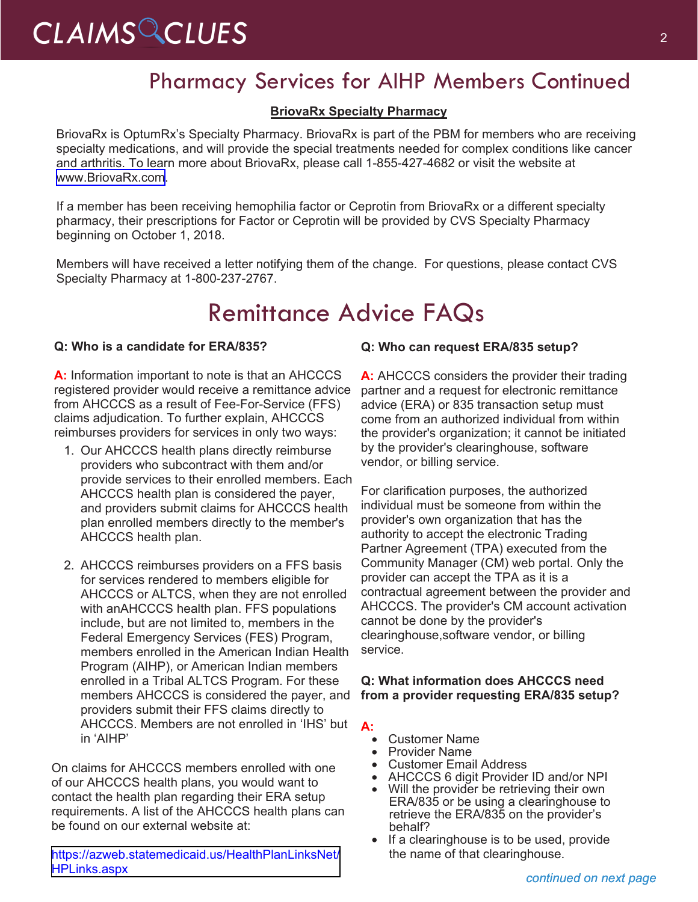# Pharmacy Services for AIHP Members Continued

**BriovaRx Specialty Pharmacy**

BriovaRx is OptumRx's Specialty Pharmacy. BriovaRx is part of the PBM for members who are receiving specialty medications, and will provide the special treatments needed for complex conditions like cancer and arthritis. To learn more about BriovaRx, please call 1-855-427-4682 or visit the website at www.BriovaRx.com.

If a member has been receiving hemophilia factor or Ceprotin from BriovaRx or a different specialty pharmacy, their prescriptions for Factor or Ceprotin will be provided by CVS Specialty Pharmacy beginning on October 1, 2018.

Members will have received a letter notifying them of the change. For questions, please contact CVS Specialty Pharmacy at 1-800-237-2767.

# Remittance Advice FAQs

**Q: Who is a candidate for ERA/835?**

**A:** Information important to note is that an AHCCCS registered provider would receive a remittance advice from AHCCCS as a result of Fee-For-Service (FFS) claims adjudication. To further explain, AHCCCS reimburses providers for services in only two ways:

1. Our AHCCCS health plans directly reimburse providers who subcontract with them and/or provide services to their enrolled members. Each AHCCCS health plan is considered the payer, and providers submit claims for AHCCCS health plan enrolled members directly to the member's AHCCCS health plan.

2. AHCCCS reimburses providers on a FFS basis for services rendered to members eligible for AHCCCS or ALTCS, when they are not enrolled with anAHCCCS health plan. FFS populations include, but are not limited to, members in the Federal Emergency Services (FES) Program, members enrolled in the American Indian Health Program (AIHP), or American Indian members enrolled in a Tribal ALTCS Program. For these members AHCCCS is considered the payer, and providers submit their FFS claims directly to AHCCCS. Members are not enrolled in 'IHS' but in 'AIHP'

On claims for AHCCCS members enrolled with one of our AHCCCS health plans, you would want to contact the health plan regarding their ERA setup requirements. A list of the AHCCCS health plans can be found on our external website at:

https://azweb.statemedicaid.us/HealthPlanLinksNet/HPLinks.aspx

**Q: Who can request ERA/835 setup?**

**A:** AHCCCS considers the provider their trading partner and a request for electronic remittance advice (ERA) or 835 transaction setup must come from an authorized individual from within the provider's organization; it cannot be initiated by the provider's clearinghouse, software vendor, or billing service.

For clarification purposes, the authorized individual must be someone from within the provider's own organization that has the authority to accept the electronic Trading Partner Agreement (TPA) executed from the Community Manager (CM) web portal. Only the provider can accept the TPA as it is a contractual agreement between the provider and AHCCCS. The provider's CM account activation cannot be done by the provider's clearinghouse,software vendor, or billing service.

**Q: What information does AHCCCS need from a provider requesting ERA/835 setup?**

**A:**

- Customer Name
- Provider Name
- Customer Email Address
- AHCCCS 6 digit Provider ID and/or NPI
- Will the provider be retrieving their own ERA/835 or be using a clearinghouse to retrieve the ERA/835 on the provider's behalf?
- If a clearinghouse is to be used, provide the name of that clearinghouse.

*continued on next page*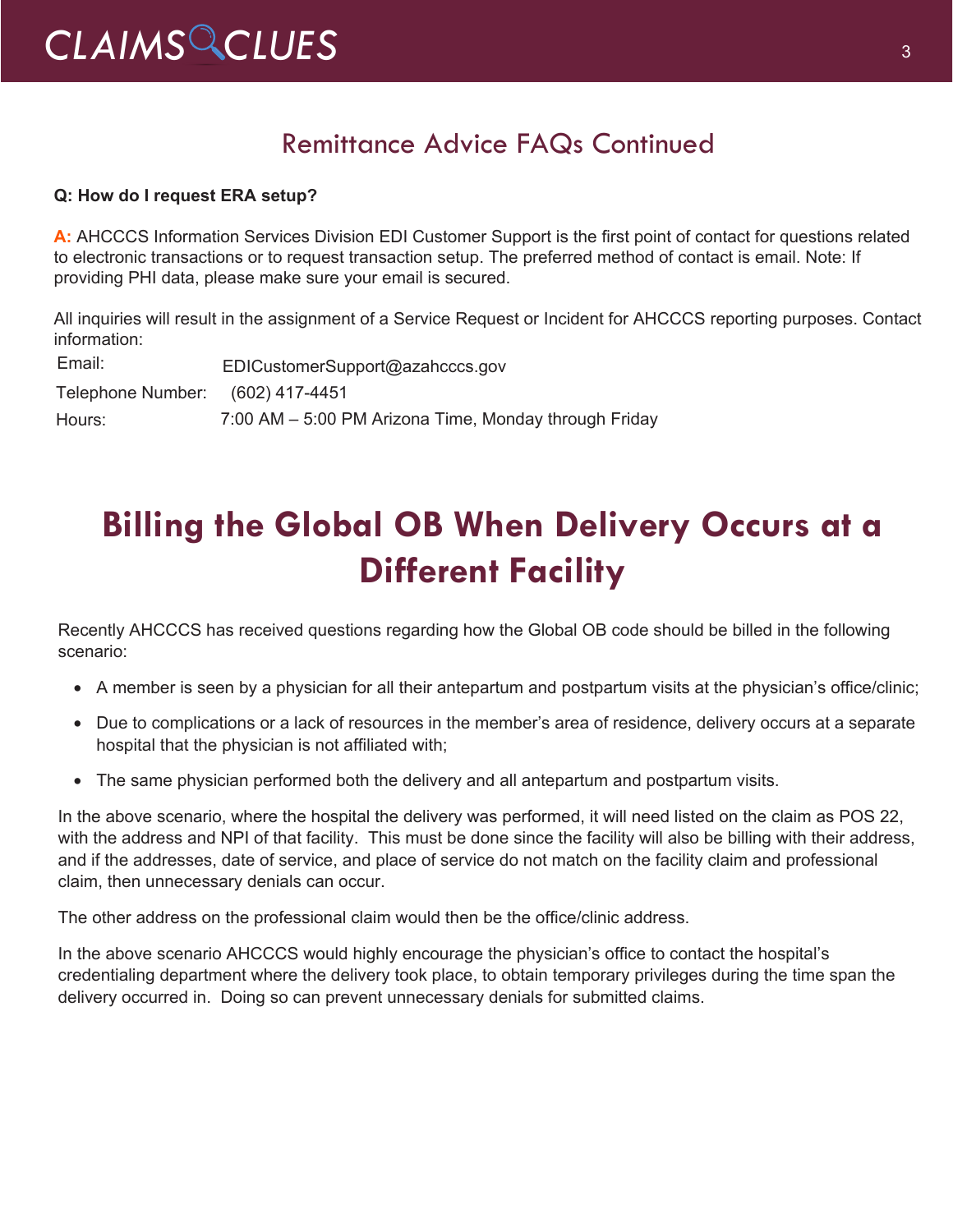## Remittance Advice FAQs Continued

**Q: How do I request ERA setup?**

**A:** AHCCCS Information Services Division EDI Customer Support is the first point of contact for questions related to electronic transactions or to request transaction setup. The preferred method of contact is email. Note: If providing PHI data, please make sure your email is secured.

All inquiries will result in the assignment of a Service Request or Incident for AHCCCS reporting purposes. Contact information:

| | |
|---|---|
| Email: | EDICustomerSupport@azahcccs.gov |
| Telephone Number: | (602) 417-4451 |
| Hours: | 7:00 AM – 5:00 PM Arizona Time, Monday through Friday |

# Billing the Global OB When Delivery Occurs at a Different Facility

Recently AHCCCS has received questions regarding how the Global OB code should be billed in the following scenario:

- A member is seen by a physician for all their antepartum and postpartum visits at the physician's office/clinic;
- Due to complications or a lack of resources in the member's area of residence, delivery occurs at a separate hospital that the physician is not affiliated with;
- The same physician performed both the delivery and all antepartum and postpartum visits.

In the above scenario, where the hospital the delivery was performed, it will need listed on the claim as POS 22, with the address and NPI of that facility. This must be done since the facility will also be billing with their address, and if the addresses, date of service, and place of service do not match on the facility claim and professional claim, then unnecessary denials can occur.

The other address on the professional claim would then be the office/clinic address.

In the above scenario AHCCCS would highly encourage the physician's office to contact the hospital's credentialing department where the delivery took place, to obtain temporary privileges during the time span the delivery occurred in. Doing so can prevent unnecessary denials for submitted claims.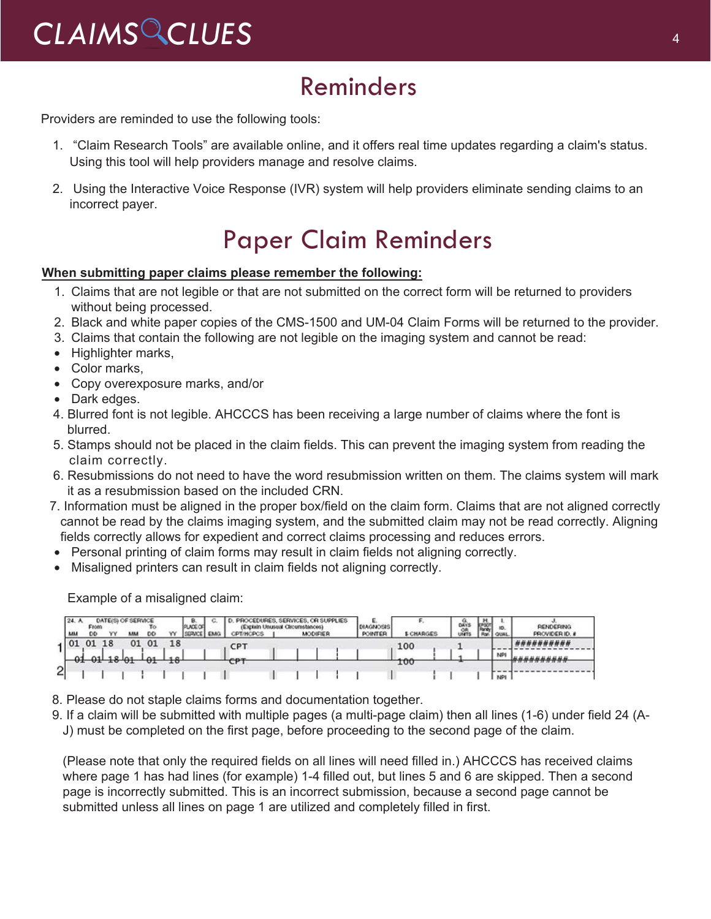# Reminders

Providers are reminded to use the following tools:

1. "Claim Research Tools" are available online, and it offers real time updates regarding a claim's status. Using this tool will help providers manage and resolve claims.

2. Using the Interactive Voice Response (IVR) system will help providers eliminate sending claims to an incorrect payer.

# Paper Claim Reminders

**When submitting paper claims please remember the following:**

1. Claims that are not legible or that are not submitted on the correct form will be returned to providers without being processed.
2. Black and white paper copies of the CMS-1500 and UM-04 Claim Forms will be returned to the provider.
3. Claims that contain the following are not legible on the imaging system and cannot be read:

- Highlighter marks,
- Color marks,
- Copy overexposure marks, and/or
- Dark edges.

4. Blurred font is not legible. AHCCCS has been receiving a large number of claims where the font is blurred.
5. Stamps should not be placed in the claim fields. This can prevent the imaging system from reading the claim correctly.
6. Resubmissions do not need to have the word resubmission written on them. The claims system will mark it as a resubmission based on the included CRN.
7. Information must be aligned in the proper box/field on the claim form. Claims that are not aligned correctly cannot be read by the claims imaging system, and the submitted claim may not be read correctly. Aligning fields correctly allows for expedient and correct claims processing and reduces errors.

- Personal printing of claim forms may result in claim fields not aligning correctly.
- Misaligned printers can result in claim fields not aligning correctly.

Example of a misaligned claim:

| | 24. A. DATE(S) OF SERVICE From MM DD YY | To MM DD YY | B. PLACE OF SERVICE | C. EMG | D. PROCEDURES, SERVICES, OR SUPPLIES (Explain Unusual Circumstances) CPT/HCPCS MODIFIER | E. DIAGNOSIS POINTER | F. $ CHARGES | G. DAYS OR UNITS | H. EPSDT Family Plan | I. ID. QUAL. | J. RENDERING PROVIDER ID. # |
|---|---|---|---|---|---|---|---|---|---|---|---|
| 1 | 01 01 18 | 01 01 18 | | | CPT | | 100 | 1 | | | ########## |
| | 01 01 18 | 01 01 18 | | | CPT | | 100 | 1 | | NPI | ########## |
| 2 | | | | | | | | | | NPI | |

8. Please do not staple claims forms and documentation together.
9. If a claim will be submitted with multiple pages (a multi-page claim) then all lines (1-6) under field 24 (A-J) must be completed on the first page, before proceeding to the second page of the claim.

   (Please note that only the required fields on all lines will need filled in.) AHCCCS has received claims where page 1 has had lines (for example) 1-4 filled out, but lines 5 and 6 are skipped. Then a second page is incorrectly submitted. This is an incorrect submission, because a second page cannot be submitted unless all lines on page 1 are utilized and completely filled in first.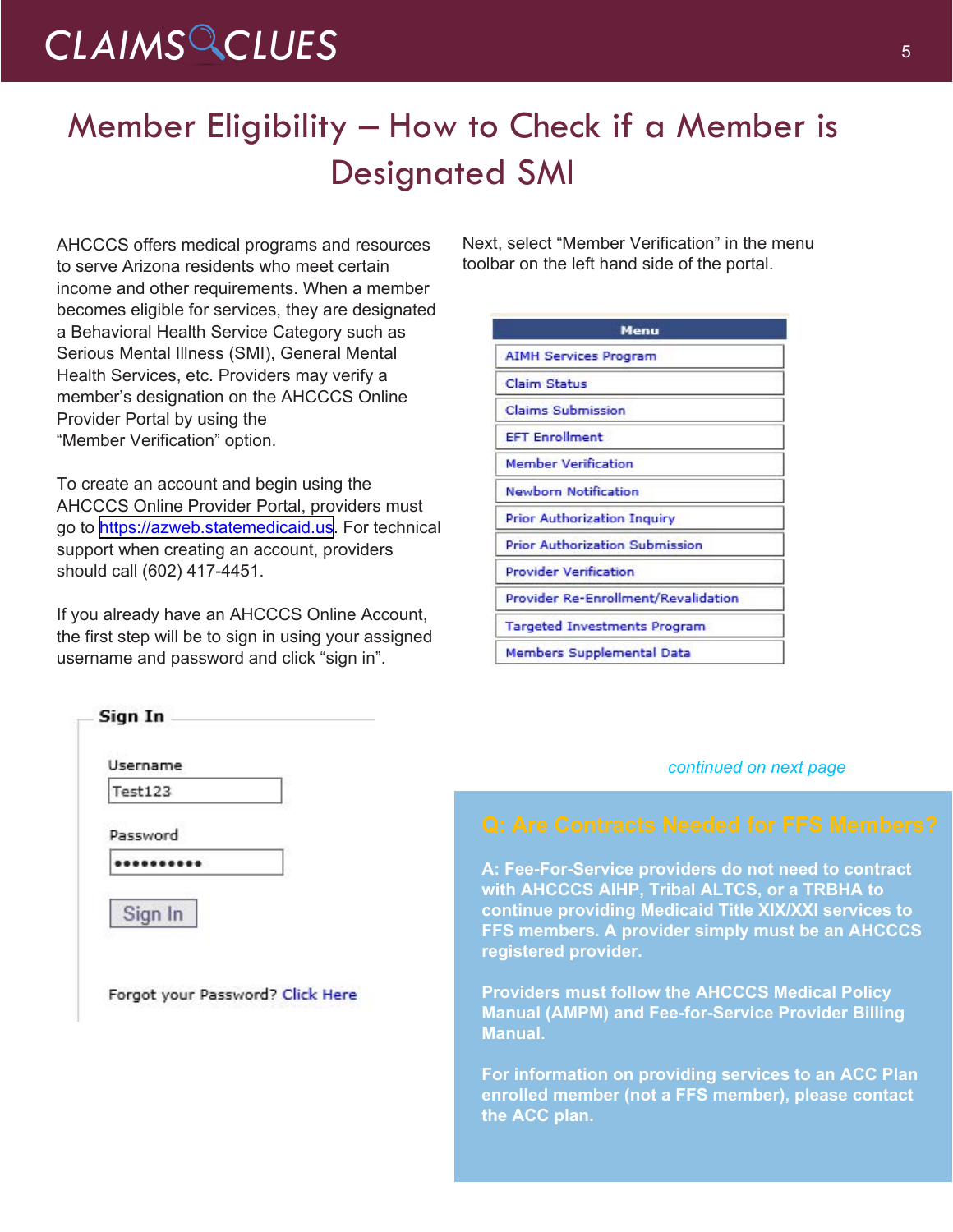# Member Eligibility – How to Check if a Member is Designated SMI

AHCCCS offers medical programs and resources to serve Arizona residents who meet certain income and other requirements. When a member becomes eligible for services, they are designated a Behavioral Health Service Category such as Serious Mental Illness (SMI), General Mental Health Services, etc. Providers may verify a member's designation on the AHCCCS Online Provider Portal by using the "Member Verification" option.

To create an account and begin using the AHCCCS Online Provider Portal, providers must go to https://azweb.statemedicaid.us. For technical support when creating an account, providers should call (602) 417-4451.

If you already have an AHCCCS Online Account, the first step will be to sign in using your assigned username and password and click "sign in".

Sign In

Username

Test123

Password

Sign In

Forgot your Password? Click Here

Next, select "Member Verification" in the menu toolbar on the left hand side of the portal.

Menu

- AIMH Services Program
- Claim Status
- Claims Submission
- EFT Enrollment
- Member Verification
- Newborn Notification
- Prior Authorization Inquiry
- Prior Authorization Submission
- Provider Verification
- Provider Re-Enrollment/Revalidation
- Targeted Investments Program
- Members Supplemental Data

*continued on next page*

## Q: Are Contracts Needed for FFS Members?

**A: Fee-For-Service providers do not need to contract with AHCCCS AIHP, Tribal ALTCS, or a TRBHA to continue providing Medicaid Title XIX/XXI services to FFS members. A provider simply must be an AHCCCS registered provider.**

**Providers must follow the AHCCCS Medical Policy Manual (AMPM) and Fee-for-Service Provider Billing Manual.**

**For information on providing services to an ACC Plan enrolled member (not a FFS member), please contact the ACC plan.**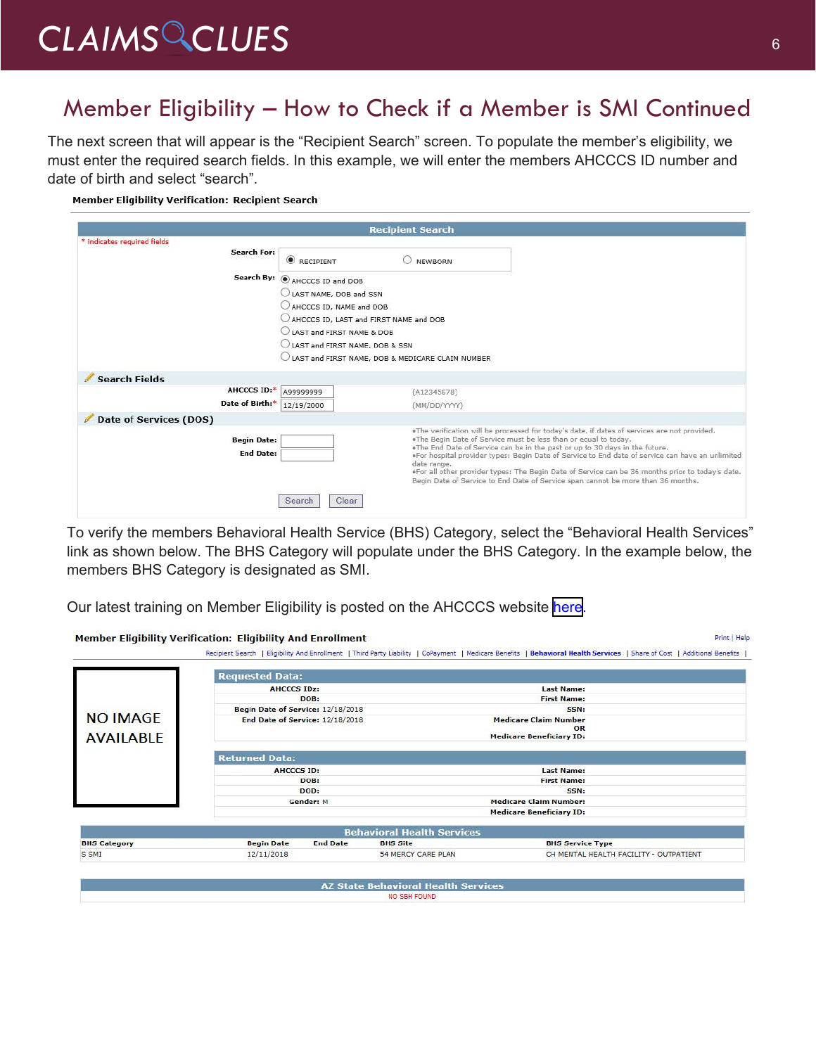# Member Eligibility – How to Check if a Member is SMI Continued

The next screen that will appear is the "Recipient Search" screen. To populate the member's eligibility, we must enter the required search fields. In this example, we will enter the members AHCCCS ID number and date of birth and select "search".

**Member Eligibility Verification: Recipient Search**

**Recipient Search**

* indicates required fields

**Search For:** (●) RECIPIENT ( ) NEWBORN

**Search By:**
- (●) AHCCCS ID and DOB
- ( ) LAST NAME, DOB and SSN
- ( ) AHCCCS ID, NAME and DOB
- ( ) AHCCCS ID, LAST and FIRST NAME and DOB
- ( ) LAST and FIRST NAME & DOB
- ( ) LAST and FIRST NAME, DOB & SSN
- ( ) LAST and FIRST NAME, DOB & MEDICARE CLAIM NUMBER

**Search Fields**

AHCCCS ID:* A99999999 (A12345678)
Date of Birth:* 12/19/2000 (MM/DD/YYYY)

**Date of Services (DOS)**

Begin Date:
End Date:

- The verification will be processed for today's date, if dates of services are not provided.
- The Begin Date of Service must be less than or equal to today.
- The End Date of Service can be in the past or up to 30 days in the future.
- For hospital provider types: Begin Date of Service to End date of service can have an unlimited date range.
- For all other provider types: The Begin Date of Service can be 36 months prior to today's date. Begin Date of Service to End Date of Service span cannot be more than 36 months.

Search | Clear

To verify the members Behavioral Health Service (BHS) Category, select the "Behavioral Health Services" link as shown below. The BHS Category will populate under the BHS Category. In the example below, the members BHS Category is designated as SMI.

Our latest training on Member Eligibility is posted on the AHCCCS website here.

**Member Eligibility Verification: Eligibility And Enrollment** Print | Help

Recipient Search | Eligibility And Enrollment | Third Party Liability | CoPayment | Medicare Benefits | **Behavioral Health Services** | Share of Cost | Additional Benefits |

NO IMAGE AVAILABLE

**Requested Data:**

AHCCCS IDz: Last Name:
DOB: First Name:
Begin Date of Service: 12/18/2018 SSN:
End Date of Service: 12/18/2018 Medicare Claim Number OR Medicare Beneficiary ID:

**Returned Data:**

AHCCCS ID: Last Name:
DOB: First Name:
DOD: SSN:
Gender: M Medicare Claim Number:
Medicare Beneficiary ID:

**Behavioral Health Services**

| BHS Category | Begin Date | End Date | BHS Site | BHS Service Type |
|---|---|---|---|---|
| S SMI | 12/11/2018 | | 54 MERCY CARE PLAN | CH MENTAL HEALTH FACILITY - OUTPATIENT |

**AZ State Behavioral Health Services**

NO SBH FOUND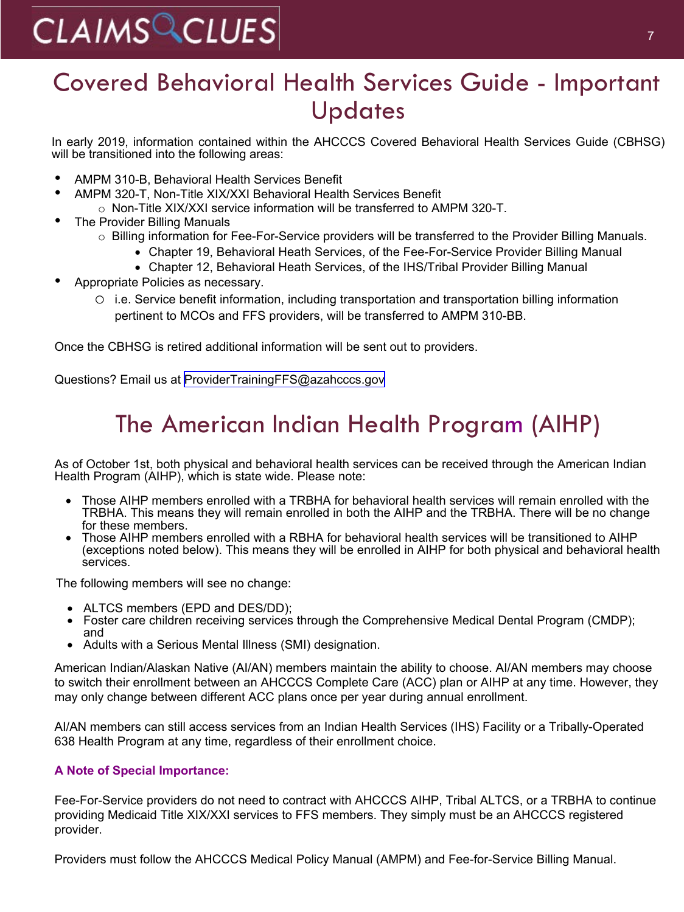# Covered Behavioral Health Services Guide - Important Updates

In early 2019, information contained within the AHCCCS Covered Behavioral Health Services Guide (CBHSG) will be transitioned into the following areas:

- AMPM 310-B, Behavioral Health Services Benefit
- AMPM 320-T, Non-Title XIX/XXI Behavioral Health Services Benefit
  - Non-Title XIX/XXI service information will be transferred to AMPM 320-T.
- The Provider Billing Manuals
  - Billing information for Fee-For-Service providers will be transferred to the Provider Billing Manuals.
    - Chapter 19, Behavioral Heath Services, of the Fee-For-Service Provider Billing Manual
    - Chapter 12, Behavioral Heath Services, of the IHS/Tribal Provider Billing Manual
- Appropriate Policies as necessary.
  - i.e. Service benefit information, including transportation and transportation billing information pertinent to MCOs and FFS providers, will be transferred to AMPM 310-BB.

Once the CBHSG is retired additional information will be sent out to providers.

Questions? Email us at ProviderTrainingFFS@azahcccs.gov

# The American Indian Health Program (AIHP)

As of October 1st, both physical and behavioral health services can be received through the American Indian Health Program (AIHP), which is state wide. Please note:

- Those AIHP members enrolled with a TRBHA for behavioral health services will remain enrolled with the TRBHA. This means they will remain enrolled in both the AIHP and the TRBHA. There will be no change for these members.
- Those AIHP members enrolled with a RBHA for behavioral health services will be transitioned to AIHP (exceptions noted below). This means they will be enrolled in AIHP for both physical and behavioral health services.

The following members will see no change:

- ALTCS members (EPD and DES/DD);
- Foster care children receiving services through the Comprehensive Medical Dental Program (CMDP); and
- Adults with a Serious Mental Illness (SMI) designation.

American Indian/Alaskan Native (AI/AN) members maintain the ability to choose. AI/AN members may choose to switch their enrollment between an AHCCCS Complete Care (ACC) plan or AIHP at any time. However, they may only change between different ACC plans once per year during annual enrollment.

AI/AN members can still access services from an Indian Health Services (IHS) Facility or a Tribally-Operated 638 Health Program at any time, regardless of their enrollment choice.

**A Note of Special Importance:**

Fee-For-Service providers do not need to contract with AHCCCS AIHP, Tribal ALTCS, or a TRBHA to continue providing Medicaid Title XIX/XXI services to FFS members. They simply must be an AHCCCS registered provider.

Providers must follow the AHCCCS Medical Policy Manual (AMPM) and Fee-for-Service Billing Manual.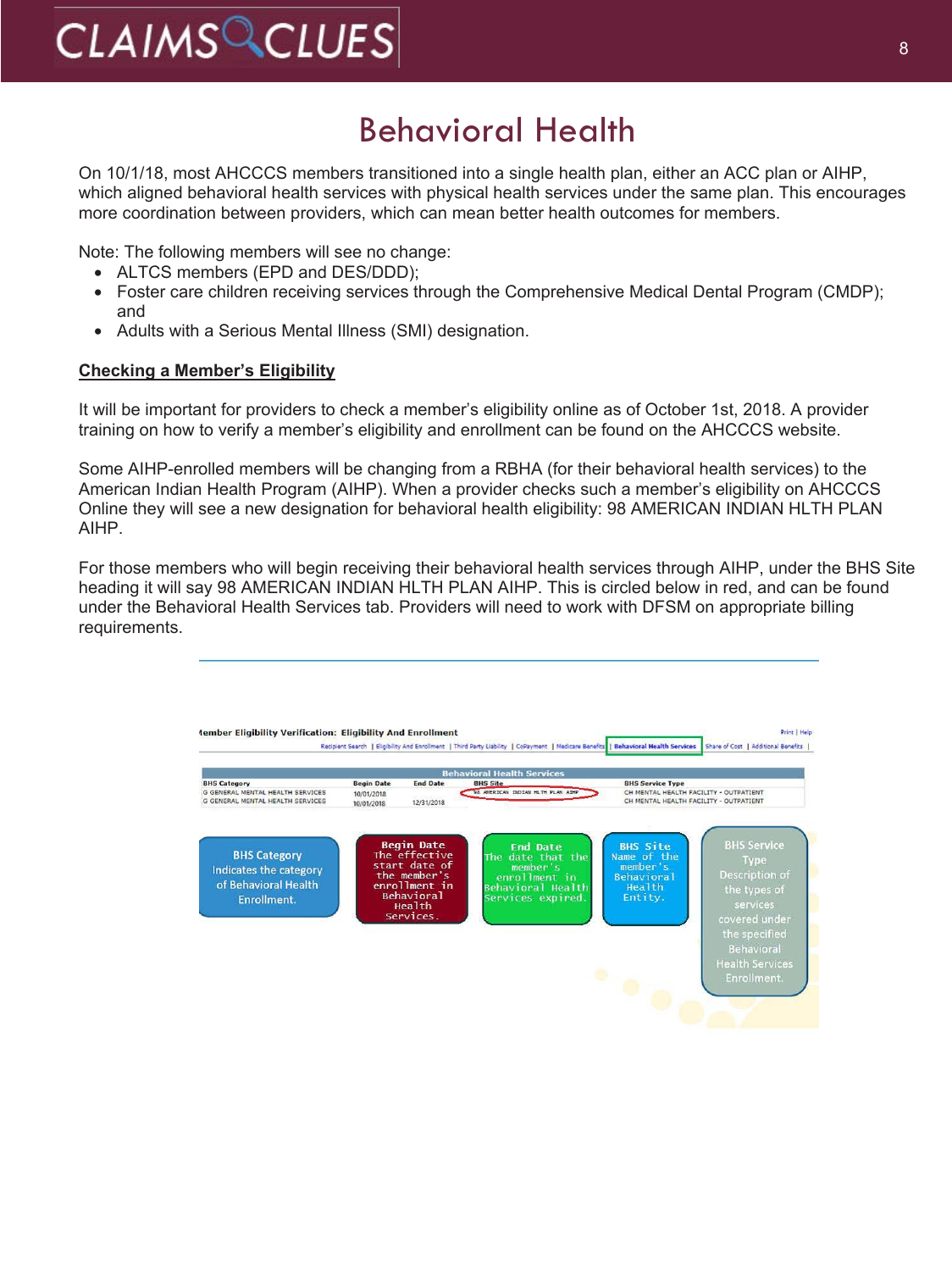# Behavioral Health

On 10/1/18, most AHCCCS members transitioned into a single health plan, either an ACC plan or AIHP, which aligned behavioral health services with physical health services under the same plan. This encourages more coordination between providers, which can mean better health outcomes for members.

Note: The following members will see no change:

- ALTCS members (EPD and DES/DDD);
- Foster care children receiving services through the Comprehensive Medical Dental Program (CMDP); and
- Adults with a Serious Mental Illness (SMI) designation.

## Checking a Member's Eligibility

It will be important for providers to check a member's eligibility online as of October 1st, 2018. A provider training on how to verify a member's eligibility and enrollment can be found on the AHCCCS website.

Some AIHP-enrolled members will be changing from a RBHA (for their behavioral health services) to the American Indian Health Program (AIHP). When a provider checks such a member's eligibility on AHCCCS Online they will see a new designation for behavioral health eligibility: 98 AMERICAN INDIAN HLTH PLAN AIHP.

For those members who will begin receiving their behavioral health services through AIHP, under the BHS Site heading it will say 98 AMERICAN INDIAN HLTH PLAN AIHP. This is circled below in red, and can be found under the Behavioral Health Services tab. Providers will need to work with DFSM on appropriate billing requirements.

Member Eligibility Verification: Eligibility And Enrollment

Print | Help

Recipient Search | Eligibility And Enrollment | Third Party Liability | CoPayment | Medicare Benefits | Behavioral Health Services | Share of Cost | Additional Benefits |

Behavioral Health Services

| BHS Category | Begin Date | End Date | BHS Site | BHS Service Type |
|---|---|---|---|---|
| G GENERAL MENTAL HEALTH SERVICES | 10/01/2018 | | 98 AMERICAN INDIAN HLTH PLAN AIHP | CH MENTAL HEALTH FACILITY - OUTPATIENT |
| G GENERAL MENTAL HEALTH SERVICES | 10/01/2018 | 12/31/2018 | | CH MENTAL HEALTH FACILITY - OUTPATIENT |

BHS Category: Indicates the category of Behavioral Health Enrollment.

Begin Date: The effective start date of the member's enrollment in Behavioral Health Services.

End Date: The date that the member's enrollment in Behavioral Health Services expired.

BHS Site: Name of the member's Behavioral Health Entity.

BHS Service Type: Description of the types of services covered under the specified Behavioral Health Services Enrollment.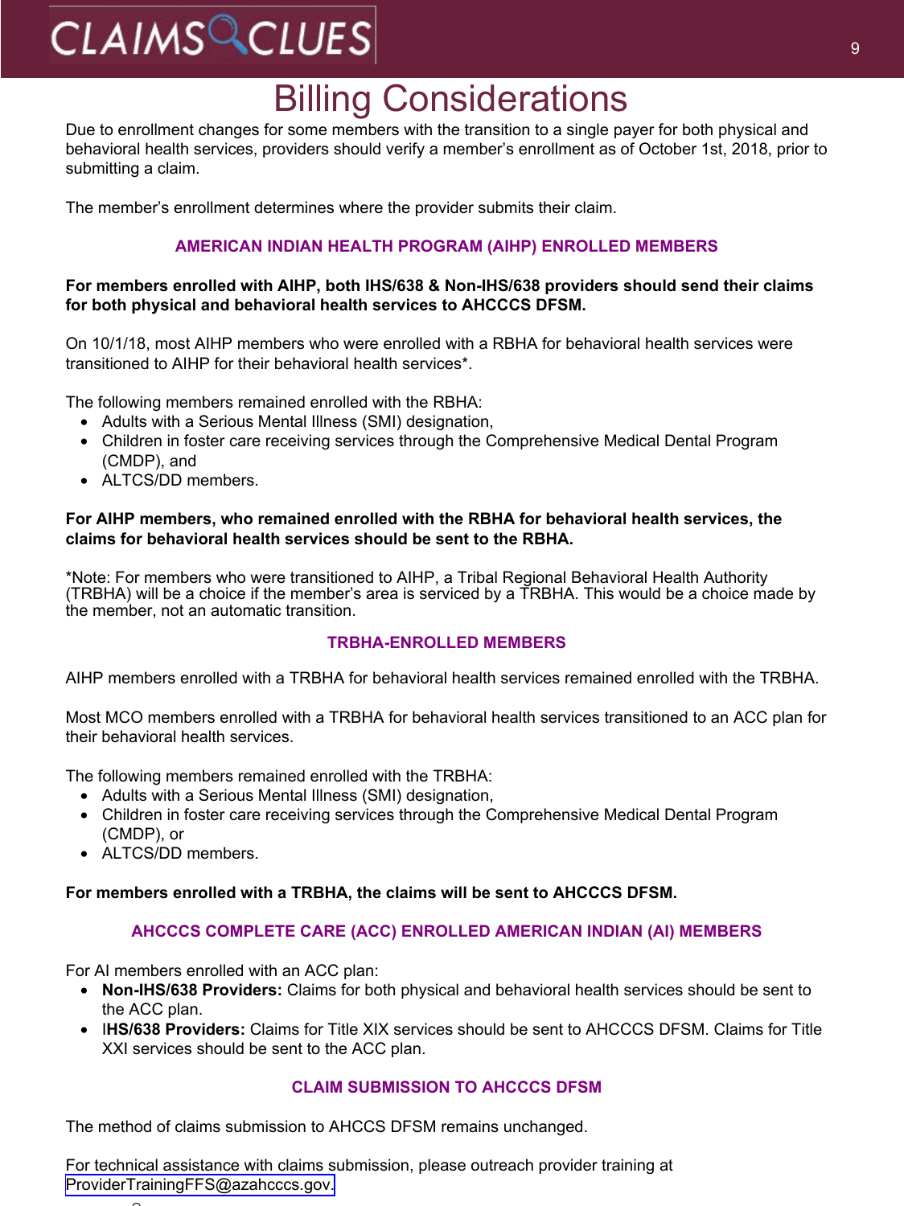# Billing Considerations

Due to enrollment changes for some members with the transition to a single payer for both physical and behavioral health services, providers should verify a member's enrollment as of October 1st, 2018, prior to submitting a claim.

The member's enrollment determines where the provider submits their claim.

### AMERICAN INDIAN HEALTH PROGRAM (AIHP) ENROLLED MEMBERS

**For members enrolled with AIHP, both IHS/638 & Non-IHS/638 providers should send their claims for both physical and behavioral health services to AHCCCS DFSM.**

On 10/1/18, most AIHP members who were enrolled with a RBHA for behavioral health services were transitioned to AIHP for their behavioral health services*.

The following members remained enrolled with the RBHA:

- Adults with a Serious Mental Illness (SMI) designation,
- Children in foster care receiving services through the Comprehensive Medical Dental Program (CMDP), and
- ALTCS/DD members.

**For AIHP members, who remained enrolled with the RBHA for behavioral health services, the claims for behavioral health services should be sent to the RBHA.**

*Note: For members who were transitioned to AIHP, a Tribal Regional Behavioral Health Authority (TRBHA) will be a choice if the member's area is serviced by a TRBHA. This would be a choice made by the member, not an automatic transition.

### TRBHA-ENROLLED MEMBERS

AIHP members enrolled with a TRBHA for behavioral health services remained enrolled with the TRBHA.

Most MCO members enrolled with a TRBHA for behavioral health services transitioned to an ACC plan for their behavioral health services.

The following members remained enrolled with the TRBHA:

- Adults with a Serious Mental Illness (SMI) designation,
- Children in foster care receiving services through the Comprehensive Medical Dental Program (CMDP), or
- ALTCS/DD members.

**For members enrolled with a TRBHA, the claims will be sent to AHCCCS DFSM.**

### AHCCCS COMPLETE CARE (ACC) ENROLLED AMERICAN INDIAN (AI) MEMBERS

For AI members enrolled with an ACC plan:

- **Non-IHS/638 Providers:** Claims for both physical and behavioral health services should be sent to the ACC plan.
- **IHS/638 Providers:** Claims for Title XIX services should be sent to AHCCCS DFSM. Claims for Title XXI services should be sent to the ACC plan.

### CLAIM SUBMISSION TO AHCCCS DFSM

The method of claims submission to AHCCS DFSM remains unchanged.

For technical assistance with claims submission, please outreach provider training at ProviderTrainingFFS@azahcccs.gov.